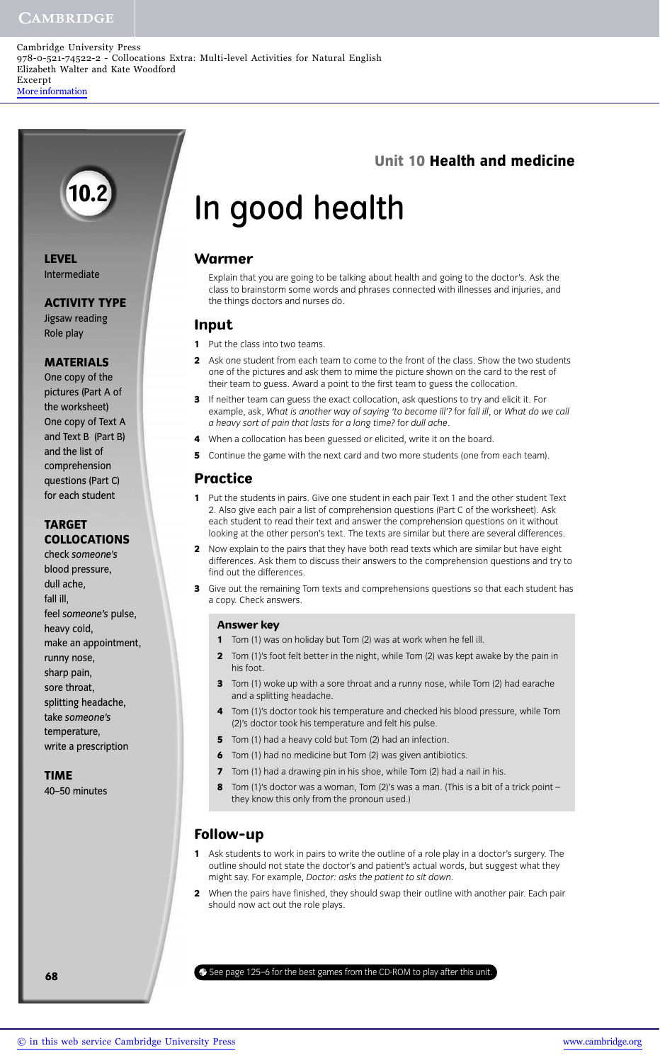Cambridge University Press
978-0-521-74522-2 - Collocations Extra: Multi-level Activities for Natural English
Elizabeth Walter and Kate Woodford
Excerpt
More information

**10.2**

**LEVEL**
Intermediate

**ACTIVITY TYPE**
Jigsaw reading
Role play

**MATERIALS**
One copy of the pictures (Part A of the worksheet)
One copy of Text A and Text B (Part B) and the list of comprehension questions (Part C) for each student

**TARGET COLLOCATIONS**
check *someone's* blood pressure,
dull ache,
fall ill,
feel *someone's* pulse,
heavy cold,
make an appointment,
runny nose,
sharp pain,
sore throat,
splitting headache,
take *someone's* temperature,
write a prescription

**TIME**
40–50 minutes

Unit 10 **Health and medicine**

# In good health

## Warmer

Explain that you are going to be talking about health and going to the doctor's. Ask the class to brainstorm some words and phrases connected with illnesses and injuries, and the things doctors and nurses do.

## Input

1. Put the class into two teams.
2. Ask one student from each team to come to the front of the class. Show the two students one of the pictures and ask them to mime the picture shown on the card to the rest of their team to guess. Award a point to the first team to guess the collocation.
3. If neither team can guess the exact collocation, ask questions to try and elicit it. For example, ask, *What is another way of saying 'to become ill'?* for *fall ill*, or *What do we call a heavy sort of pain that lasts for a long time?* for *dull ache*.
4. When a collocation has been guessed or elicited, write it on the board.
5. Continue the game with the next card and two more students (one from each team).

## Practice

1. Put the students in pairs. Give one student in each pair Text 1 and the other student Text 2. Also give each pair a list of comprehension questions (Part C of the worksheet). Ask each student to read their text and answer the comprehension questions on it without looking at the other person's text. The texts are similar but there are several differences.
2. Now explain to the pairs that they have both read texts which are similar but have eight differences. Ask them to discuss their answers to the comprehension questions and try to find out the differences.
3. Give out the remaining Tom texts and comprehensions questions so that each student has a copy. Check answers.

### Answer key

1. Tom (1) was on holiday but Tom (2) was at work when he fell ill.
2. Tom (1)'s foot felt better in the night, while Tom (2) was kept awake by the pain in his foot.
3. Tom (1) woke up with a sore throat and a runny nose, while Tom (2) had earache and a splitting headache.
4. Tom (1)'s doctor took his temperature and checked his blood pressure, while Tom (2)'s doctor took his temperature and felt his pulse.
5. Tom (1) had a heavy cold but Tom (2) had an infection.
6. Tom (1) had no medicine but Tom (2) was given antibiotics.
7. Tom (1) had a drawing pin in his shoe, while Tom (2) had a nail in his.
8. Tom (1)'s doctor was a woman, Tom (2)'s was a man. (This is a bit of a trick point – they know this only from the pronoun used.)

## Follow-up

1. Ask students to work in pairs to write the outline of a role play in a doctor's surgery. The outline should not state the doctor's and patient's actual words, but suggest what they might say. For example, *Doctor: asks the patient to sit down*.
2. When the pairs have finished, they should swap their outline with another pair. Each pair should now act out the role plays.

See page 125–6 for the best games from the CD-ROM to play after this unit.

© in this web service Cambridge University Press www.cambridge.org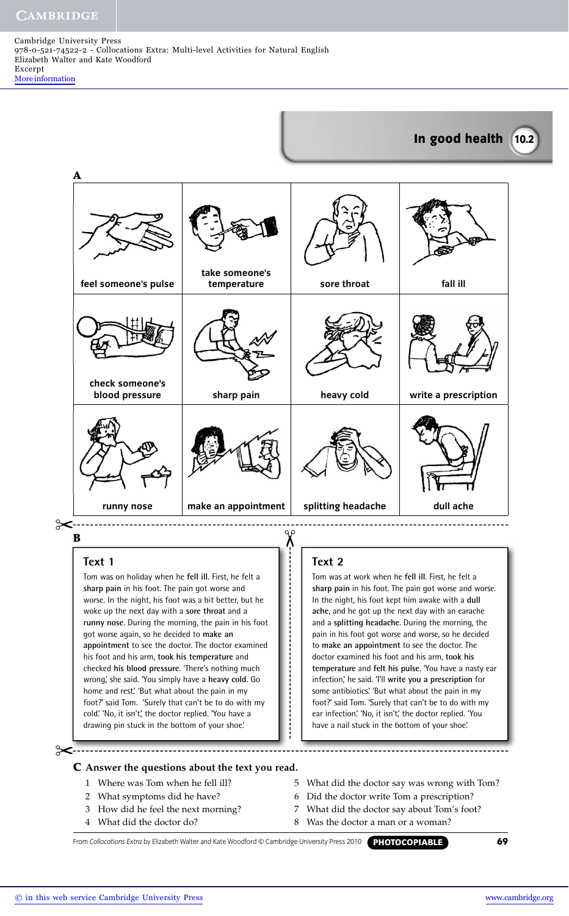Cambridge University Press
978-0-521-74522-2 - Collocations Extra: Multi-level Activities for Natural English
Elizabeth Walter and Kate Woodford
Excerpt
More information

## In good health 10.2

**A**

| | | | |
|---|---|---|---|
| feel someone's pulse | take someone's temperature | sore throat | fall ill |
| check someone's blood pressure | sharp pain | heavy cold | write a prescription |
| runny nose | make an appointment | splitting headache | dull ache |

**B**

### Text 1

Tom was on holiday when he **fell ill**. First, he felt a **sharp pain** in his foot. The pain got worse and worse. In the night, his foot was a bit better, but he woke up the next day with a **sore throat** and a **runny nose**. During the morning, the pain in his foot got worse again, so he decided to **make an appointment** to see the doctor. The doctor examined his foot and his arm, **took his temperature** and checked **his blood pressure**. 'There's nothing much wrong,' she said. 'You simply have a **heavy cold**. Go home and rest.' 'But what about the pain in my foot?' said Tom. 'Surely that can't be to do with my cold.' 'No, it isn't,' the doctor replied. 'You have a drawing pin stuck in the bottom of your shoe.'

### Text 2

Tom was at work when he **fell ill**. First, he felt a **sharp pain** in his foot. The pain got worse and worse. In the night, his foot kept him awake with a **dull ache**, and he got up the next day with an earache and a **splitting headache**. During the morning, the pain in his foot got worse and worse, so he decided to **make an appointment** to see the doctor. The doctor examined his foot and his arm, **took his temperature** and **felt his pulse**. 'You have a nasty ear infection,' he said. 'I'll **write you a prescription** for some antibiotics.' 'But what about the pain in my foot?' said Tom. 'Surely that can't be to do with my ear infection.' 'No, it isn't,' the doctor replied. 'You have a nail stuck in the bottom of your shoe.'

**C Answer the questions about the text you read.**

1. Where was Tom when he fell ill?
2. What symptoms did he have?
3. How did he feel the next morning?
4. What did the doctor do?
5. What did the doctor say was wrong with Tom?
6. Did the doctor write Tom a prescription?
7. What did the doctor say about Tom's foot?
8. Was the doctor a man or a woman?

From *Collocations Extra* by Elizabeth Walter and Kate Woodford © Cambridge University Press 2010 **PHOTOCOPIABLE**

© in this web service Cambridge University Press www.cambridge.org